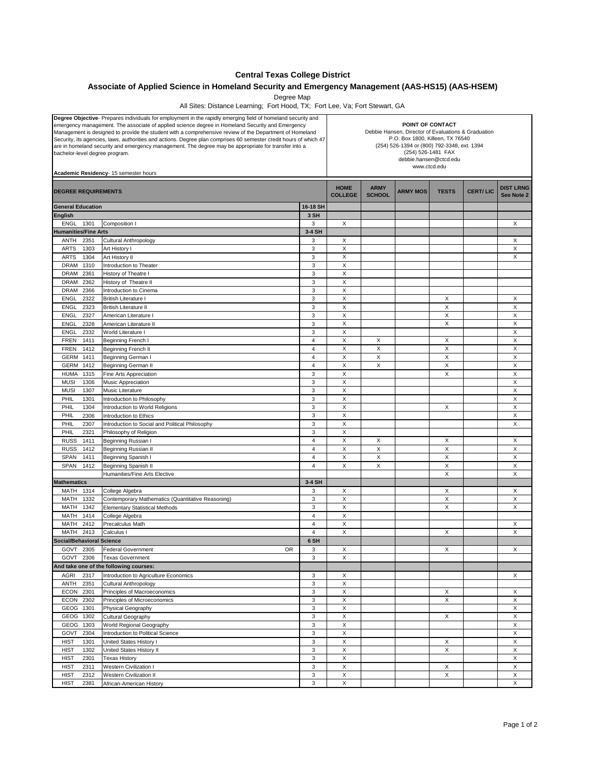# Central Texas College District

## Associate of Applied Science in Homeland Security and Emergency Management (AAS-HS15) (AAS-HSEM)

Degree Map

All Sites: Distance Learning; Fort Hood, TX; Fort Lee, Va; Fort Stewart, GA

**Degree Objective**- Prepares individuals for employment in the rapidly emerging field of homeland security and emergency management. The associate of applied science degree in Homeland Security and Emergency Management is designed to provide the student with a comprehensive review of the Department of Homeland Security, its agencies, laws, authorities and actions. Degree plan comprises 60 semester credit hours of which 47 are in homeland security and emergency management. The degree may be appropriate for transfer into a bachelor-level degree program.

**Academic Residency**- 15 semester hours

**POINT OF CONTACT**
Debbie Hansen, Director of Evaluations & Graduation
P.O. Box 1800, Killeen, TX 76540
(254) 526-1394 or (800) 792-3348, ext. 1394
(254) 526-1481 FAX
debbie.hansen@ctcd.edu
www.ctcd.edu

| DEGREE REQUIREMENTS | | | HOME COLLEGE | ARMY SCHOOL | ARMY MOS | TESTS | CERT/ LIC | DIST LRNG See Note 2 |
|---|---|---|---|---|---|---|---|---|
| **General Education** | | **16-18 SH** | | | | | | |
| **English** | | **3 SH** | | | | | | |
| ENGL 1301 | Composition I | 3 | X | | | | | X |
| **Humanities/Fine Arts** | | **3-4 SH** | | | | | | |
| ANTH 2351 | Cultural Anthropology | 3 | X | | | | | X |
| ARTS 1303 | Art History I | 3 | X | | | | | X |
| ARTS 1304 | Art History II | 3 | X | | | | | X |
| DRAM 1310 | Introduction to Theater | 3 | X | | | | | |
| DRAM 2361 | History of Theatre I | 3 | X | | | | | |
| DRAM 2362 | History of Theatre II | 3 | X | | | | | |
| DRAM 2366 | Introduction to Cinema | 3 | X | | | | | |
| ENGL 2322 | British Literature I | 3 | X | | | X | | X |
| ENGL 2323 | British Literature II | 3 | X | | | X | | X |
| ENGL 2327 | American Literature I | 3 | X | | | X | | X |
| ENGL 2328 | American Literature II | 3 | X | | | X | | X |
| ENGL 2332 | World Literature I | 3 | X | | | | | X |
| FREN 1411 | Beginning French I | 4 | X | X | | X | | X |
| FREN 1412 | Beginning French II | 4 | X | X | | X | | X |
| GERM 1411 | Beginning German I | 4 | X | X | | X | | X |
| GERM 1412 | Beginning German II | 4 | X | X | | X | | X |
| HUMA 1315 | Fine Arts Appreciation | 3 | X | | | X | | X |
| MUSI 1306 | Music Appreciation | 3 | X | | | | | X |
| MUSI 1307 | Music Literature | 3 | X | | | | | X |
| PHIL 1301 | Introduction to Philosophy | 3 | X | | | | | X |
| PHIL 1304 | Introduction to World Religions | 3 | X | | | X | | X |
| PHIL 2306 | Introduction to Ethics | 3 | X | | | | | X |
| PHIL 2307 | Introduction to Social and Political Philosophy | 3 | X | | | | | X |
| PHIL 2321 | Philosophy of Religion | 3 | X | | | | | |
| RUSS 1411 | Beginning Russian I | 4 | X | X | | X | | X |
| RUSS 1412 | Beginning Russian II | 4 | X | X | | X | | X |
| SPAN 1411 | Beginning Spanish I | 4 | X | X | | X | | X |
| SPAN 1412 | Beginning Spanish II | 4 | X | X | | X | | X |
| | Humanities/Fine Arts Elective | | | | | X | | X |
| **Mathematics** | | **3-4 SH** | | | | | | |
| MATH 1314 | College Algebra | 3 | X | | | X | | X |
| MATH 1332 | Contemporary Mathematics (Quantitative Reasoning) | 3 | X | | | X | | X |
| MATH 1342 | Elementary Statistical Methods | 3 | X | | | X | | X |
| MATH 1414 | College Algebra | 4 | X | | | | | |
| MATH 2412 | Precalculus Math | 4 | X | | | | | X |
| MATH 2413 | Calculus I | 4 | X | | | X | | X |
| **Social/Behavioral Science** | | **6 SH** | | | | | | |
| GOVT 2305 | Federal Government OR | 3 | X | | | X | | X |
| GOVT 2306 | Texas Government | 3 | X | | | | | |
| **And take one of the following courses:** | | | | | | | | |
| AGRI 2317 | Introduction to Agriculture Economics | 3 | X | | | | | X |
| ANTH 2351 | Cultural Anthropology | 3 | X | | | | | |
| ECON 2301 | Principles of Macroeconomics | 3 | X | | | X | | X |
| ECON 2302 | Principles of Microeconomics | 3 | X | | | X | | X |
| GEOG 1301 | Physical Geography | 3 | X | | | | | X |
| GEOG 1302 | Cultural Geography | 3 | X | | | X | | X |
| GEOG 1303 | World Regional Geography | 3 | X | | | | | X |
| GOVT 2304 | Introduction to Political Science | 3 | X | | | | | X |
| HIST 1301 | United States History I | 3 | X | | | X | | X |
| HIST 1302 | United States History II | 3 | X | | | X | | X |
| HIST 2301 | Texas History | 3 | X | | | | | X |
| HIST 2311 | Western Civilization I | 3 | X | | | X | | X |
| HIST 2312 | Western Civilization II | 3 | X | | | X | | X |
| HIST 2381 | African-American History | 3 | X | | | | | X |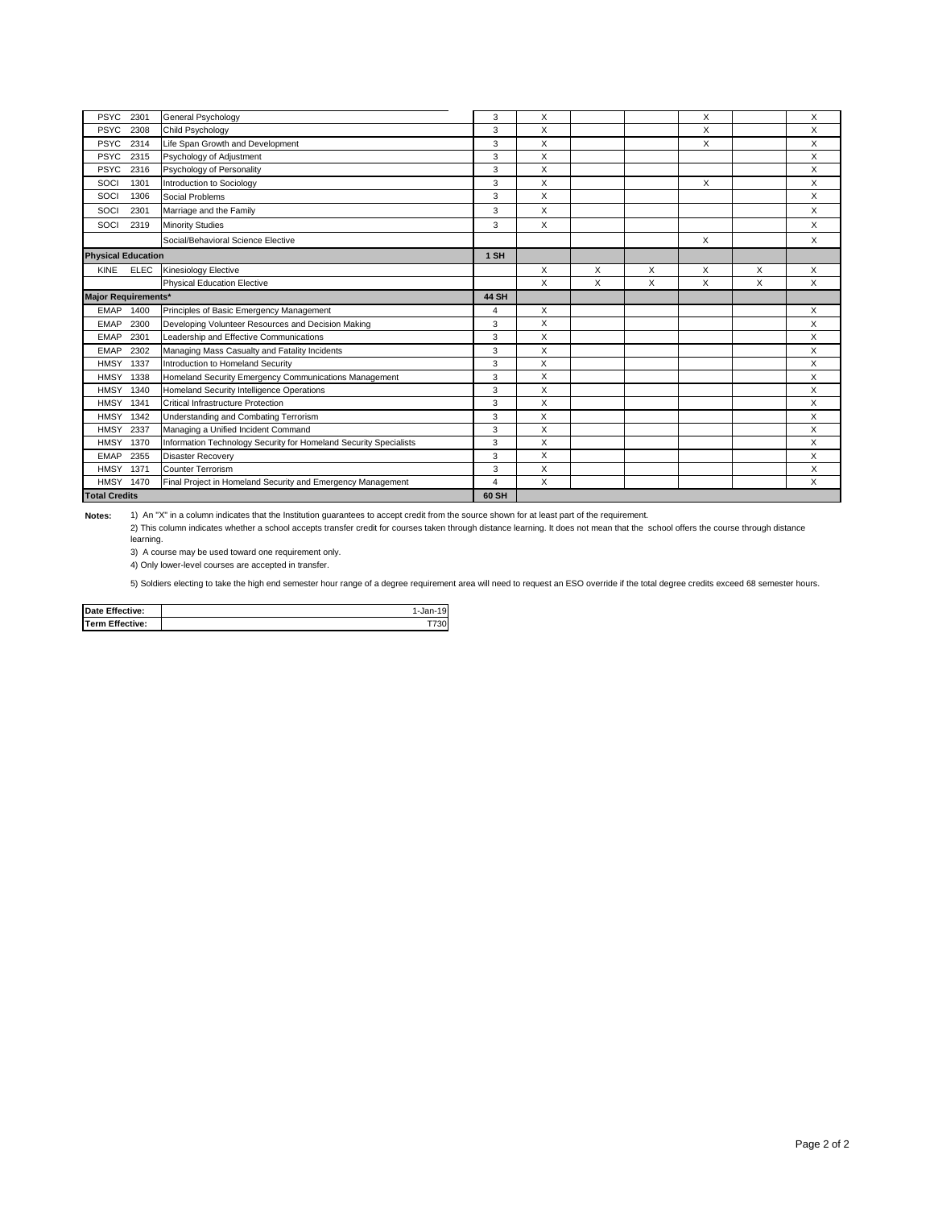| | | | | | | | | |
|---|---|---|---|---|---|---|---|---|
| PSYC 2301 | General Psychology | 3 | X | | | X | | X |
| PSYC 2308 | Child Psychology | 3 | X | | | X | | X |
| PSYC 2314 | Life Span Growth and Development | 3 | X | | | X | | X |
| PSYC 2315 | Psychology of Adjustment | 3 | X | | | | | X |
| PSYC 2316 | Psychology of Personality | 3 | X | | | | | X |
| SOCI 1301 | Introduction to Sociology | 3 | X | | | X | | X |
| SOCI 1306 | Social Problems | 3 | X | | | | | X |
| SOCI 2301 | Marriage and the Family | 3 | X | | | | | X |
| SOCI 2319 | Minority Studies | 3 | X | | | | | X |
| | Social/Behavioral Science Elective | | | | | X | | X |
| **Physical Education** | | **1 SH** | | | | | | |
| KINE ELEC | Kinesiology Elective | | X | X | X | X | X | X |
| | Physical Education Elective | | X | X | X | X | X | X |
| **Major Requirements*** | | **44 SH** | | | | | | |
| EMAP 1400 | Principles of Basic Emergency Management | 4 | X | | | | | X |
| EMAP 2300 | Developing Volunteer Resources and Decision Making | 3 | X | | | | | X |
| EMAP 2301 | Leadership and Effective Communications | 3 | X | | | | | X |
| EMAP 2302 | Managing Mass Casualty and Fatality Incidents | 3 | X | | | | | X |
| HMSY 1337 | Introduction to Homeland Security | 3 | X | | | | | X |
| HMSY 1338 | Homeland Security Emergency Communications Management | 3 | X | | | | | X |
| HMSY 1340 | Homeland Security Intelligence Operations | 3 | X | | | | | X |
| HMSY 1341 | Critical Infrastructure Protection | 3 | X | | | | | X |
| HMSY 1342 | Understanding and Combating Terrorism | 3 | X | | | | | X |
| HMSY 2337 | Managing a Unified Incident Command | 3 | X | | | | | X |
| HMSY 1370 | Information Technology Security for Homeland Security Specialists | 3 | X | | | | | X |
| EMAP 2355 | Disaster Recovery | 3 | X | | | | | X |
| HMSY 1371 | Counter Terrorism | 3 | X | | | | | X |
| HMSY 1470 | Final Project in Homeland Security and Emergency Management | 4 | X | | | | | X |
| **Total Credits** | | **60 SH** | | | | | | |

**Notes:**

1) An "X" in a column indicates that the Institution guarantees to accept credit from the source shown for at least part of the requirement.

2) This column indicates whether a school accepts transfer credit for courses taken through distance learning. It does not mean that the school offers the course through distance learning.

3) A course may be used toward one requirement only.

4) Only lower-level courses are accepted in transfer.

5) Soldiers electing to take the high end semester hour range of a degree requirement area will need to request an ESO override if the total degree credits exceed 68 semester hours.

| | |
|---|---|
| **Date Effective:** | 1-Jan-19 |
| **Term Effective:** | T730 |